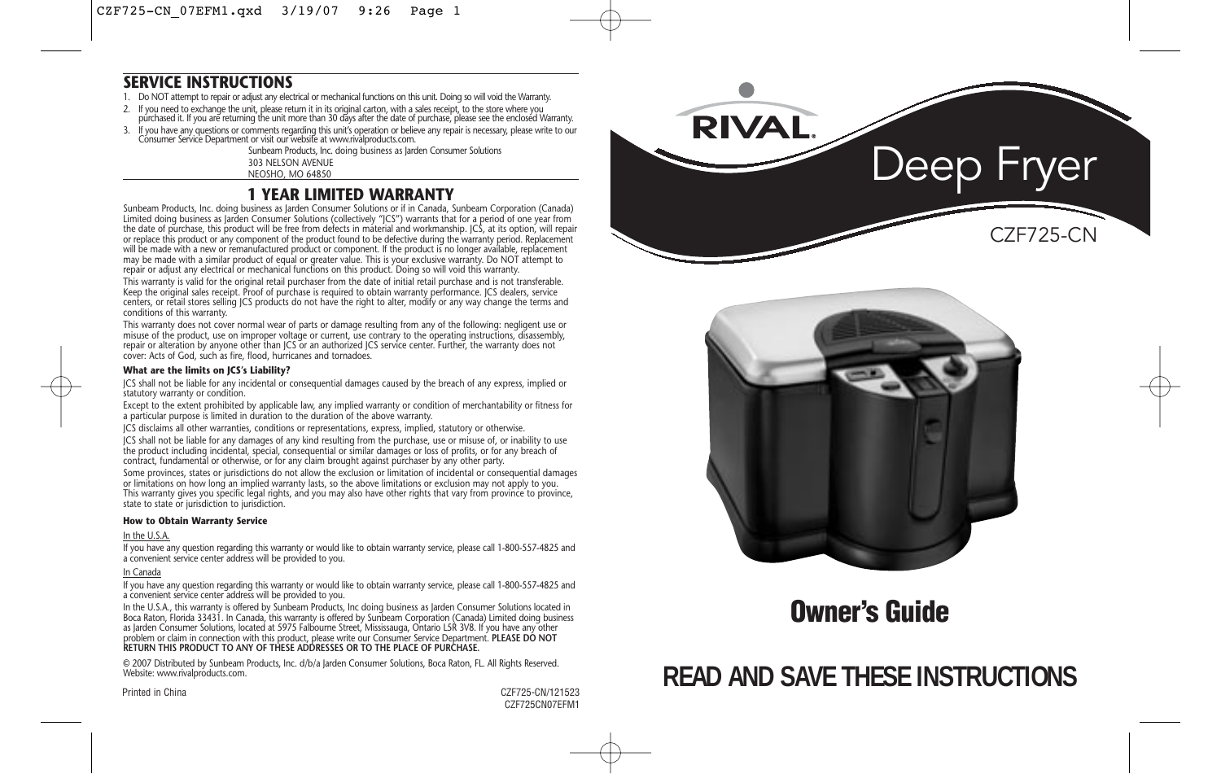## SERVICE INSTRUCTIONS

1. Do NOT attempt to repair or adjust any electrical or mechanical functions on this unit. Doing so will void the Warranty.
2. If you need to exchange the unit, please return it in its original carton, with a sales receipt, to the store where you purchased it. If you are returning the unit more than 30 days after the date of purchase, please see the enclosed Warranty.
3. If you have any questions or comments regarding this unit's operation or believe any repair is necessary, please write to our Consumer Service Department or visit our website at www.rivalproducts.com.

Sunbeam Products, Inc. doing business as Jarden Consumer Solutions
303 NELSON AVENUE
NEOSHO, MO 64850

## 1 YEAR LIMITED WARRANTY

Sunbeam Products, Inc. doing business as Jarden Consumer Solutions or if in Canada, Sunbeam Corporation (Canada) Limited doing business as Jarden Consumer Solutions (collectively "JCS") warrants that for a period of one year from the date of purchase, this product will be free from defects in material and workmanship. JCS, at its option, will repair or replace this product or any component of the product found to be defective during the warranty period. Replacement will be made with a new or remanufactured product or component. If the product is no longer available, replacement may be made with a similar product of equal or greater value. This is your exclusive warranty. Do NOT attempt to repair or adjust any electrical or mechanical functions on this product. Doing so will void this warranty.

This warranty is valid for the original retail purchaser from the date of initial retail purchase and is not transferable. Keep the original sales receipt. Proof of purchase is required to obtain warranty performance. JCS dealers, service centers, or retail stores selling JCS products do not have the right to alter, modify or any way change the terms and conditions of this warranty.

This warranty does not cover normal wear of parts or damage resulting from any of the following: negligent use or misuse of the product, use on improper voltage or current, use contrary to the operating instructions, disassembly, repair or alteration by anyone other than JCS or an authorized JCS service center. Further, the warranty does not cover: Acts of God, such as fire, flood, hurricanes and tornadoes.

**What are the limits on JCS's Liability?**

JCS shall not be liable for any incidental or consequential damages caused by the breach of any express, implied or statutory warranty or condition.

Except to the extent prohibited by applicable law, any implied warranty or condition of merchantability or fitness for a particular purpose is limited in duration to the duration of the above warranty.

JCS disclaims all other warranties, conditions or representations, express, implied, statutory or otherwise.

JCS shall not be liable for any damages of any kind resulting from the purchase, use or misuse of, or inability to use the product including incidental, special, consequential or similar damages or loss of profits, or for any breach of contract, fundamental or otherwise, or for any claim brought against purchaser by any other party.

Some provinces, states or jurisdictions do not allow the exclusion or limitation of incidental or consequential damages or limitations on how long an implied warranty lasts, so the above limitations or exclusion may not apply to you. This warranty gives you specific legal rights, and you may also have other rights that vary from province to province, state to state or jurisdiction to jurisdiction.

**How to Obtain Warranty Service**

In the U.S.A.

If you have any question regarding this warranty or would like to obtain warranty service, please call 1-800-557-4825 and a convenient service center address will be provided to you.

In Canada

If you have any question regarding this warranty or would like to obtain warranty service, please call 1-800-557-4825 and a convenient service center address will be provided to you.

In the U.S.A., this warranty is offered by Sunbeam Products, Inc doing business as Jarden Consumer Solutions located in Boca Raton, Florida 33431. In Canada, this warranty is offered by Sunbeam Corporation (Canada) Limited doing business as Jarden Consumer Solutions, located at 5975 Falbourne Street, Mississauga, Ontario L5R 3V8. If you have any other problem or claim in connection with this product, please write our Consumer Service Department. **PLEASE DO NOT RETURN THIS PRODUCT TO ANY OF THESE ADDRESSES OR TO THE PLACE OF PURCHASE.**

© 2007 Distributed by Sunbeam Products, Inc. d/b/a Jarden Consumer Solutions, Boca Raton, FL. All Rights Reserved. Website: www.rivalproducts.com.

Printed in China

CZF725-CN/121523
CZF725CN07EFM1

# RIVAL Deep Fryer

CZF725-CN

# Owner's Guide

## READ AND SAVE THESE INSTRUCTIONS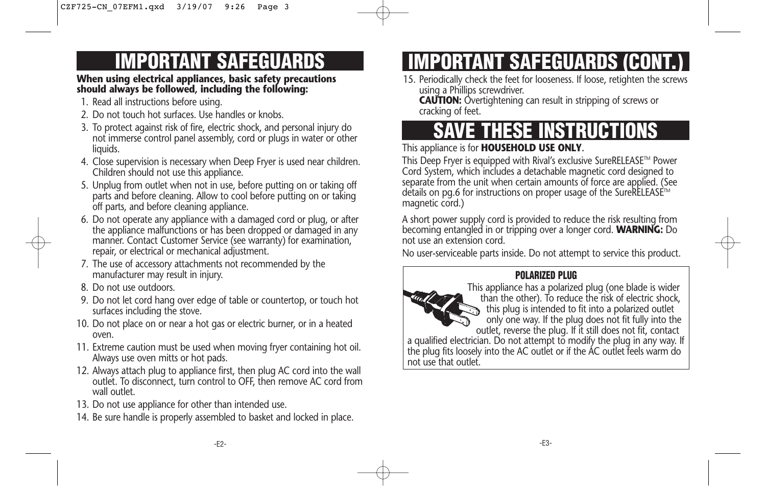# IMPORTANT SAFEGUARDS

**When using electrical appliances, basic safety precautions should always be followed, including the following:**

1. Read all instructions before using.
2. Do not touch hot surfaces. Use handles or knobs.
3. To protect against risk of fire, electric shock, and personal injury do not immerse control panel assembly, cord or plugs in water or other liquids.
4. Close supervision is necessary when Deep Fryer is used near children. Children should not use this appliance.
5. Unplug from outlet when not in use, before putting on or taking off parts and before cleaning. Allow to cool before putting on or taking off parts, and before cleaning appliance.
6. Do not operate any appliance with a damaged cord or plug, or after the appliance malfunctions or has been dropped or damaged in any manner. Contact Customer Service (see warranty) for examination, repair, or electrical or mechanical adjustment.
7. The use of accessory attachments not recommended by the manufacturer may result in injury.
8. Do not use outdoors.
9. Do not let cord hang over edge of table or countertop, or touch hot surfaces including the stove.
10. Do not place on or near a hot gas or electric burner, or in a heated oven.
11. Extreme caution must be used when moving fryer containing hot oil. Always use oven mitts or hot pads.
12. Always attach plug to appliance first, then plug AC cord into the wall outlet. To disconnect, turn control to OFF, then remove AC cord from wall outlet.
13. Do not use appliance for other than intended use.
14. Be sure handle is properly assembled to basket and locked in place.

# IMPORTANT SAFEGUARDS (CONT.)

15. Periodically check the feet for looseness. If loose, retighten the screws using a Phillips screwdriver.
    **CAUTION:** Overtightening can result in stripping of screws or cracking of feet.

# SAVE THESE INSTRUCTIONS

This appliance is for **HOUSEHOLD USE ONLY**.

This Deep Fryer is equipped with Rival's exclusive SureRELEASE™ Power Cord System, which includes a detachable magnetic cord designed to separate from the unit when certain amounts of force are applied. (See details on pg.6 for instructions on proper usage of the SureRELEASE™ magnetic cord.)

A short power supply cord is provided to reduce the risk resulting from becoming entangled in or tripping over a longer cord. **WARNING:** Do not use an extension cord.

No user-serviceable parts inside. Do not attempt to service this product.

**POLARIZED PLUG**

This appliance has a polarized plug (one blade is wider than the other). To reduce the risk of electric shock, this plug is intended to fit into a polarized outlet only one way. If the plug does not fit fully into the outlet, reverse the plug. If it still does not fit, contact a qualified electrician. Do not attempt to modify the plug in any way. If the plug fits loosely into the AC outlet or if the AC outlet feels warm do not use that outlet.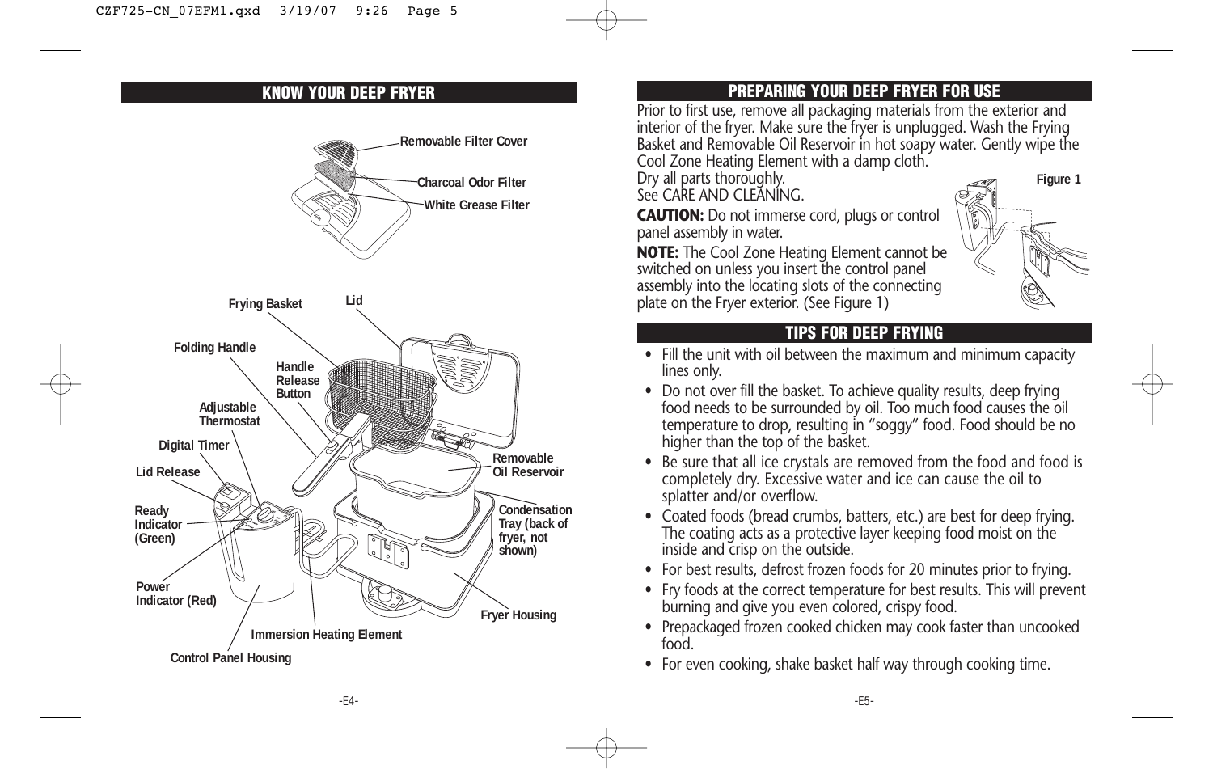## KNOW YOUR DEEP FRYER

Removable Filter Cover

Charcoal Odor Filter

White Grease Filter

Frying Basket

Lid

Folding Handle

Handle Release Button

Adjustable Thermostat

Digital Timer

Lid Release

Ready Indicator (Green)

Power Indicator (Red)

Removable Oil Reservoir

Condensation Tray (back of fryer, not shown)

Fryer Housing

Immersion Heating Element

Control Panel Housing

## PREPARING YOUR DEEP FRYER FOR USE

Prior to first use, remove all packaging materials from the exterior and interior of the fryer. Make sure the fryer is unplugged. Wash the Frying Basket and Removable Oil Reservoir in hot soapy water. Gently wipe the Cool Zone Heating Element with a damp cloth.
Dry all parts thoroughly.
See CARE AND CLEANING.

**CAUTION:** Do not immerse cord, plugs or control panel assembly in water.

**NOTE:** The Cool Zone Heating Element cannot be switched on unless you insert the control panel assembly into the locating slots of the connecting plate on the Fryer exterior. (See Figure 1)

Figure 1

## TIPS FOR DEEP FRYING

- Fill the unit with oil between the maximum and minimum capacity lines only.
- Do not over fill the basket. To achieve quality results, deep frying food needs to be surrounded by oil. Too much food causes the oil temperature to drop, resulting in "soggy" food. Food should be no higher than the top of the basket.
- Be sure that all ice crystals are removed from the food and food is completely dry. Excessive water and ice can cause the oil to splatter and/or overflow.
- Coated foods (bread crumbs, batters, etc.) are best for deep frying. The coating acts as a protective layer keeping food moist on the inside and crisp on the outside.
- For best results, defrost frozen foods for 20 minutes prior to frying.
- Fry foods at the correct temperature for best results. This will prevent burning and give you even colored, crispy food.
- Prepackaged frozen cooked chicken may cook faster than uncooked food.
- For even cooking, shake basket half way through cooking time.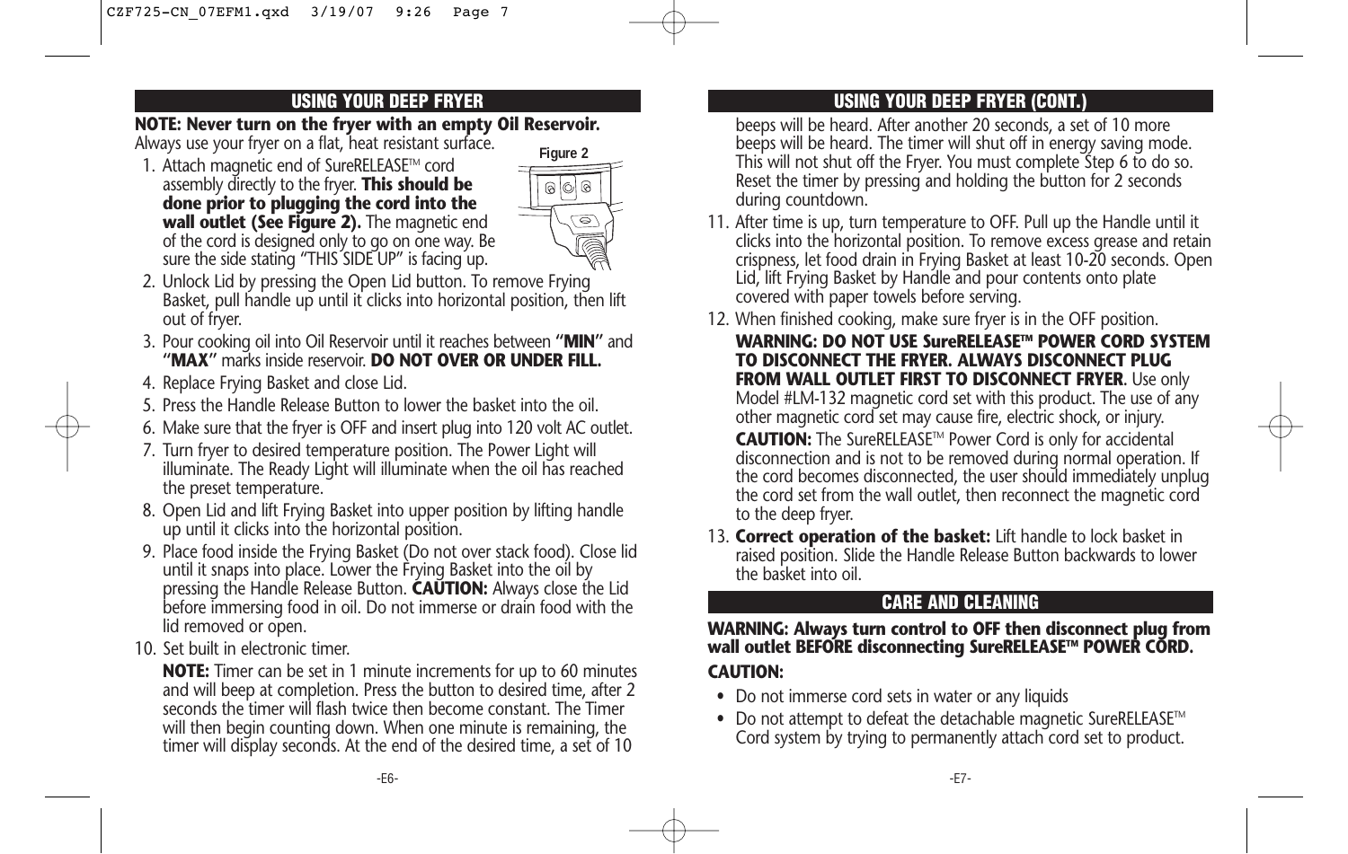## USING YOUR DEEP FRYER

**NOTE: Never turn on the fryer with an empty Oil Reservoir.**
Always use your fryer on a flat, heat resistant surface.

Figure 2

1. Attach magnetic end of SureRELEASE™ cord assembly directly to the fryer. **This should be done prior to plugging the cord into the wall outlet (See Figure 2).** The magnetic end of the cord is designed only to go on one way. Be sure the side stating "THIS SIDE UP" is facing up.
2. Unlock Lid by pressing the Open Lid button. To remove Frying Basket, pull handle up until it clicks into horizontal position, then lift out of fryer.
3. Pour cooking oil into Oil Reservoir until it reaches between **"MIN"** and **"MAX"** marks inside reservoir. **DO NOT OVER OR UNDER FILL.**
4. Replace Frying Basket and close Lid.
5. Press the Handle Release Button to lower the basket into the oil.
6. Make sure that the fryer is OFF and insert plug into 120 volt AC outlet.
7. Turn fryer to desired temperature position. The Power Light will illuminate. The Ready Light will illuminate when the oil has reached the preset temperature.
8. Open Lid and lift Frying Basket into upper position by lifting handle up until it clicks into the horizontal position.
9. Place food inside the Frying Basket (Do not over stack food). Close lid until it snaps into place. Lower the Frying Basket into the oil by pressing the Handle Release Button. **CAUTION:** Always close the Lid before immersing food in oil. Do not immerse or drain food with the lid removed or open.
10. Set built in electronic timer.

    **NOTE:** Timer can be set in 1 minute increments for up to 60 minutes and will beep at completion. Press the button to desired time, after 2 seconds the timer will flash twice then become constant. The Timer will then begin counting down. When one minute is remaining, the timer will display seconds. At the end of the desired time, a set of 10 beeps will be heard. After another 20 seconds, a set of 10 more beeps will be heard. The timer will shut off in energy saving mode. This will not shut off the Fryer. You must complete Step 6 to do so. Reset the timer by pressing and holding the button for 2 seconds during countdown.
11. After time is up, turn temperature to OFF. Pull up the Handle until it clicks into the horizontal position. To remove excess grease and retain crispness, let food drain in Frying Basket at least 10-20 seconds. Open Lid, lift Frying Basket by Handle and pour contents onto plate covered with paper towels before serving.
12. When finished cooking, make sure fryer is in the OFF position.

    **WARNING: DO NOT USE SureRELEASE™ POWER CORD SYSTEM TO DISCONNECT THE FRYER. ALWAYS DISCONNECT PLUG FROM WALL OUTLET FIRST TO DISCONNECT FRYER**. Use only Model #LM-132 magnetic cord set with this product. The use of any other magnetic cord set may cause fire, electric shock, or injury.

    **CAUTION:** The SureRELEASE™ Power Cord is only for accidental disconnection and is not to be removed during normal operation. If the cord becomes disconnected, the user should immediately unplug the cord set from the wall outlet, then reconnect the magnetic cord to the deep fryer.
13. **Correct operation of the basket:** Lift handle to lock basket in raised position. Slide the Handle Release Button backwards to lower the basket into oil.

## CARE AND CLEANING

**WARNING: Always turn control to OFF then disconnect plug from wall outlet BEFORE disconnecting SureRELEASE™ POWER CORD.**

**CAUTION:**

- Do not immerse cord sets in water or any liquids
- Do not attempt to defeat the detachable magnetic SureRELEASE™ Cord system by trying to permanently attach cord set to product.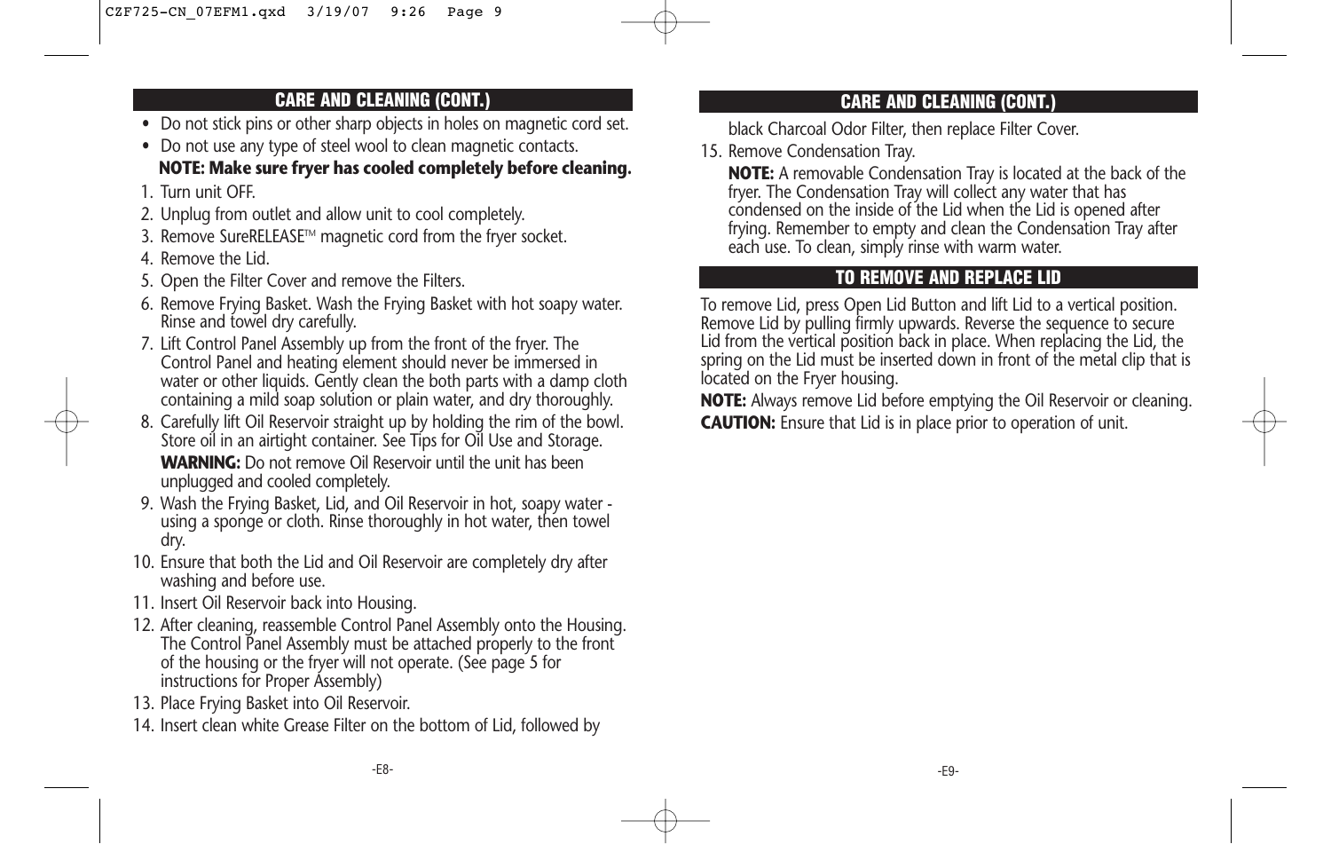## CARE AND CLEANING (CONT.)

- Do not stick pins or other sharp objects in holes on magnetic cord set.
- Do not use any type of steel wool to clean magnetic contacts.

**NOTE: Make sure fryer has cooled completely before cleaning.**

1. Turn unit OFF.
2. Unplug from outlet and allow unit to cool completely.
3. Remove SureRELEASE™ magnetic cord from the fryer socket.
4. Remove the Lid.
5. Open the Filter Cover and remove the Filters.
6. Remove Frying Basket. Wash the Frying Basket with hot soapy water. Rinse and towel dry carefully.
7. Lift Control Panel Assembly up from the front of the fryer. The Control Panel and heating element should never be immersed in water or other liquids. Gently clean the both parts with a damp cloth containing a mild soap solution or plain water, and dry thoroughly.
8. Carefully lift Oil Reservoir straight up by holding the rim of the bowl. Store oil in an airtight container. See Tips for Oil Use and Storage.

   **WARNING:** Do not remove Oil Reservoir until the unit has been unplugged and cooled completely.
9. Wash the Frying Basket, Lid, and Oil Reservoir in hot, soapy water - using a sponge or cloth. Rinse thoroughly in hot water, then towel dry.
10. Ensure that both the Lid and Oil Reservoir are completely dry after washing and before use.
11. Insert Oil Reservoir back into Housing.
12. After cleaning, reassemble Control Panel Assembly onto the Housing. The Control Panel Assembly must be attached properly to the front of the housing or the fryer will not operate. (See page 5 for instructions for Proper Assembly)
13. Place Frying Basket into Oil Reservoir.
14. Insert clean white Grease Filter on the bottom of Lid, followed by black Charcoal Odor Filter, then replace Filter Cover.
15. Remove Condensation Tray.

    **NOTE:** A removable Condensation Tray is located at the back of the fryer. The Condensation Tray will collect any water that has condensed on the inside of the Lid when the Lid is opened after frying. Remember to empty and clean the Condensation Tray after each use. To clean, simply rinse with warm water.

## TO REMOVE AND REPLACE LID

To remove Lid, press Open Lid Button and lift Lid to a vertical position. Remove Lid by pulling firmly upwards. Reverse the sequence to secure Lid from the vertical position back in place. When replacing the Lid, the spring on the Lid must be inserted down in front of the metal clip that is located on the Fryer housing.

**NOTE:** Always remove Lid before emptying the Oil Reservoir or cleaning.

**CAUTION:** Ensure that Lid is in place prior to operation of unit.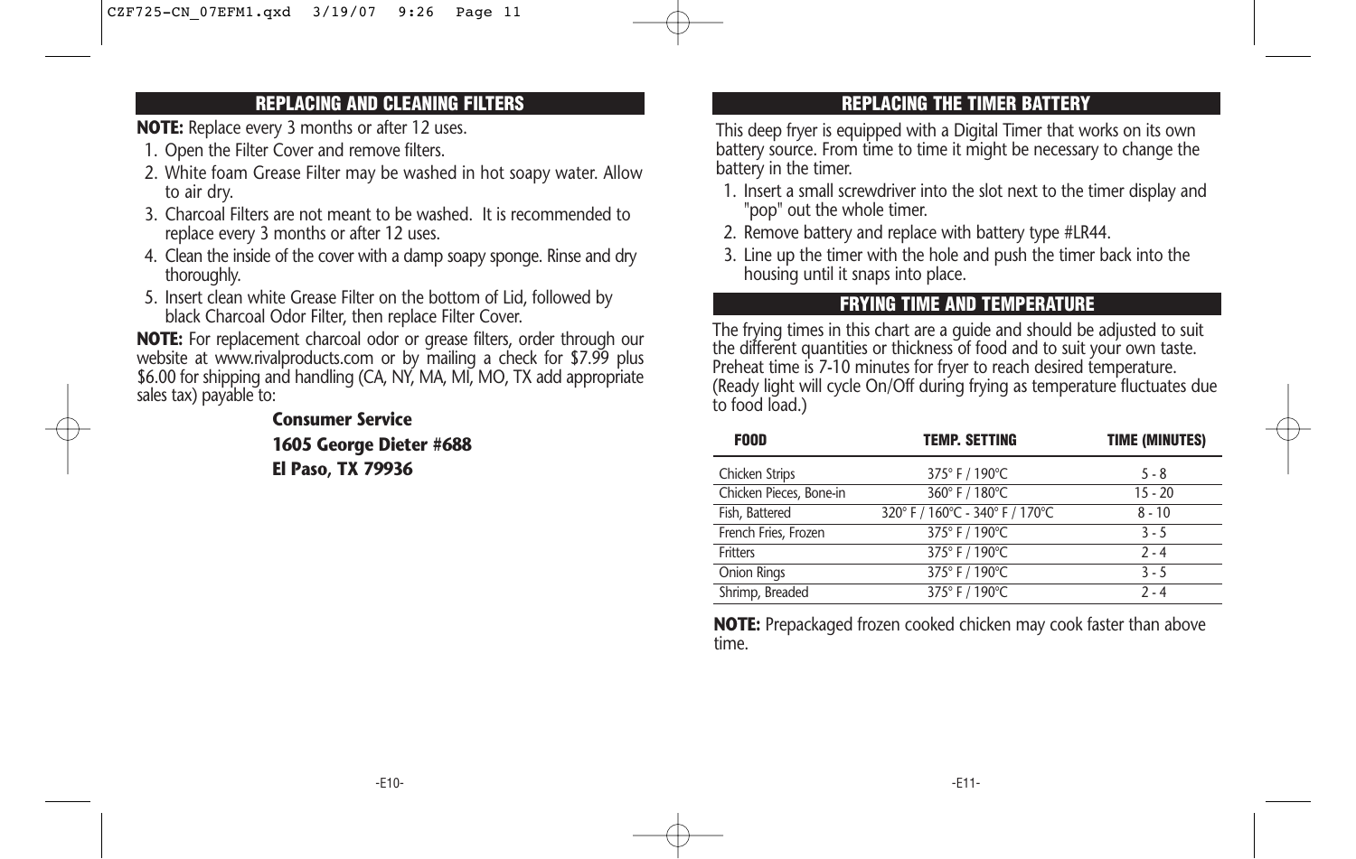## REPLACING AND CLEANING FILTERS

**NOTE:** Replace every 3 months or after 12 uses.

1. Open the Filter Cover and remove filters.
2. White foam Grease Filter may be washed in hot soapy water. Allow to air dry.
3. Charcoal Filters are not meant to be washed. It is recommended to replace every 3 months or after 12 uses.
4. Clean the inside of the cover with a damp soapy sponge. Rinse and dry thoroughly.
5. Insert clean white Grease Filter on the bottom of Lid, followed by black Charcoal Odor Filter, then replace Filter Cover.

**NOTE:** For replacement charcoal odor or grease filters, order through our website at www.rivalproducts.com or by mailing a check for $7.99 plus $6.00 for shipping and handling (CA, NY, MA, MI, MO, TX add appropriate sales tax) payable to:

**Consumer Service**
**1605 George Dieter #688**
**El Paso, TX 79936**

## REPLACING THE TIMER BATTERY

This deep fryer is equipped with a Digital Timer that works on its own battery source. From time to time it might be necessary to change the battery in the timer.

1. Insert a small screwdriver into the slot next to the timer display and "pop" out the whole timer.
2. Remove battery and replace with battery type #LR44.
3. Line up the timer with the hole and push the timer back into the housing until it snaps into place.

## FRYING TIME AND TEMPERATURE

The frying times in this chart are a guide and should be adjusted to suit the different quantities or thickness of food and to suit your own taste. Preheat time is 7-10 minutes for fryer to reach desired temperature. (Ready light will cycle On/Off during frying as temperature fluctuates due to food load.)

| FOOD | TEMP. SETTING | TIME (MINUTES) |
|---|---|---|
| Chicken Strips | 375° F / 190°C | 5 - 8 |
| Chicken Pieces, Bone-in | 360° F / 180°C | 15 - 20 |
| Fish, Battered | 320° F / 160°C - 340° F / 170°C | 8 - 10 |
| French Fries, Frozen | 375° F / 190°C | 3 - 5 |
| Fritters | 375° F / 190°C | 2 - 4 |
| Onion Rings | 375° F / 190°C | 3 - 5 |
| Shrimp, Breaded | 375° F / 190°C | 2 - 4 |

**NOTE:** Prepackaged frozen cooked chicken may cook faster than above time.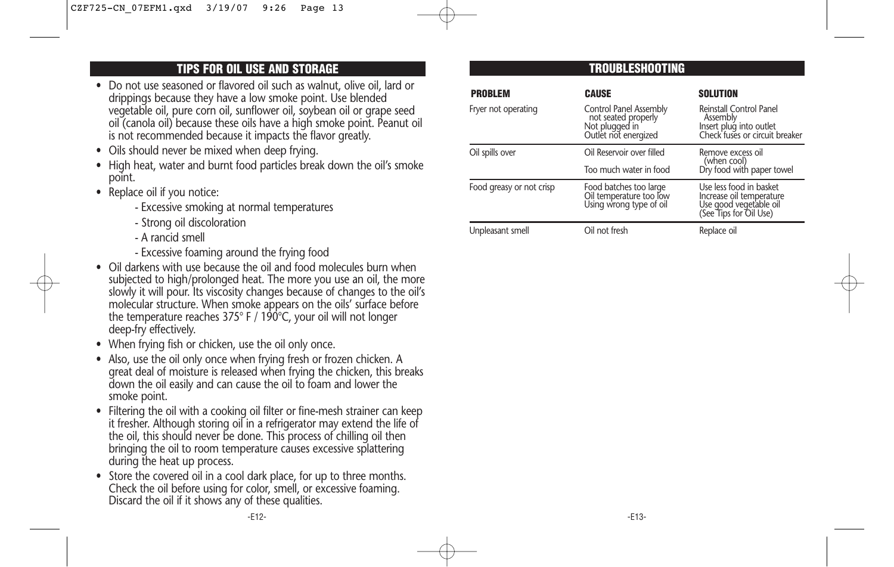## TIPS FOR OIL USE AND STORAGE

- Do not use seasoned or flavored oil such as walnut, olive oil, lard or drippings because they have a low smoke point. Use blended vegetable oil, pure corn oil, sunflower oil, soybean oil or grape seed oil (canola oil) because these oils have a high smoke point. Peanut oil is not recommended because it impacts the flavor greatly.
- Oils should never be mixed when deep frying.
- High heat, water and burnt food particles break down the oil's smoke point.
- Replace oil if you notice:
  - Excessive smoking at normal temperatures
  - Strong oil discoloration
  - A rancid smell
  - Excessive foaming around the frying food
- Oil darkens with use because the oil and food molecules burn when subjected to high/prolonged heat. The more you use an oil, the more slowly it will pour. Its viscosity changes because of changes to the oil's molecular structure. When smoke appears on the oils' surface before the temperature reaches 375° F / 190°C, your oil will not longer deep-fry effectively.
- When frying fish or chicken, use the oil only once.
- Also, use the oil only once when frying fresh or frozen chicken. A great deal of moisture is released when frying the chicken, this breaks down the oil easily and can cause the oil to foam and lower the smoke point.
- Filtering the oil with a cooking oil filter or fine-mesh strainer can keep it fresher. Although storing oil in a refrigerator may extend the life of the oil, this should never be done. This process of chilling oil then bringing the oil to room temperature causes excessive splattering during the heat up process.
- Store the covered oil in a cool dark place, for up to three months. Check the oil before using for color, smell, or excessive foaming. Discard the oil if it shows any of these qualities.

## TROUBLESHOOTING

| PROBLEM | CAUSE | SOLUTION |
|---|---|---|
| Fryer not operating | Control Panel Assembly not seated properly | Reinstall Control Panel Assembly |
| | Not plugged in | Insert plug into outlet |
| | Outlet not energized | Check fuses or circuit breaker |
| Oil spills over | Oil Reservoir over filled | Remove excess oil (when cool) |
| | Too much water in food | Dry food with paper towel |
| Food greasy or not crisp | Food batches too large | Use less food in basket |
| | Oil temperature too low | Increase oil temperature |
| | Using wrong type of oil | Use good vegetable oil (See Tips for Oil Use) |
| Unpleasant smell | Oil not fresh | Replace oil |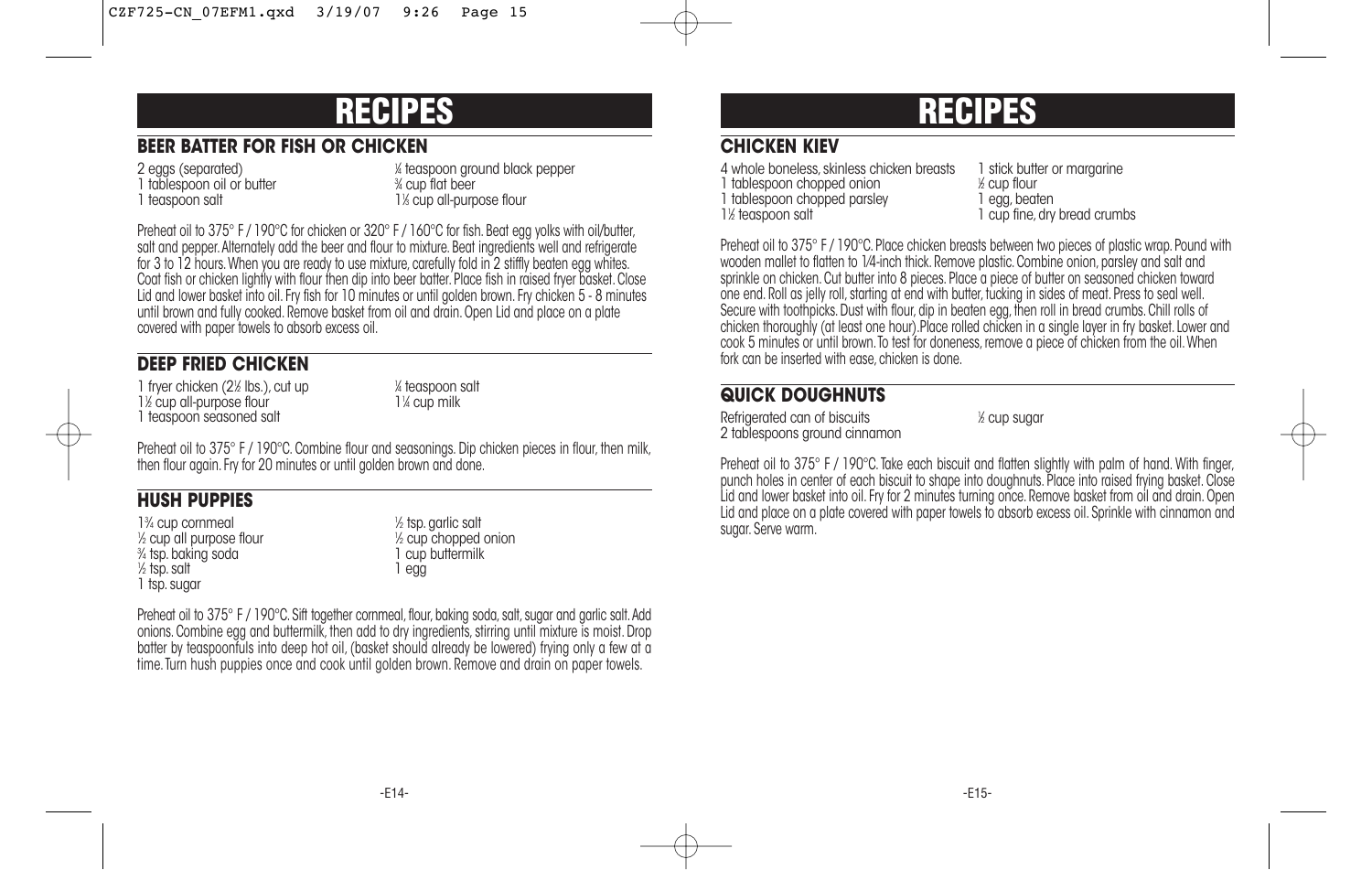# RECIPES

## BEER BATTER FOR FISH OR CHICKEN

- 2 eggs (separated)
- 1 tablespoon oil or butter
- 1 teaspoon salt
- ¼ teaspoon ground black pepper
- ¾ cup flat beer
- 1⅓ cup all-purpose flour

Preheat oil to 375° F / 190°C for chicken or 320° F / 160°C for fish. Beat egg yolks with oil/butter, salt and pepper. Alternately add the beer and flour to mixture. Beat ingredients well and refrigerate for 3 to 12 hours. When you are ready to use mixture, carefully fold in 2 stiffly beaten egg whites. Coat fish or chicken lightly with flour then dip into beer batter. Place fish in raised fryer basket. Close Lid and lower basket into oil. Fry fish for 10 minutes or until golden brown. Fry chicken 5 - 8 minutes until brown and fully cooked. Remove basket from oil and drain. Open Lid and place on a plate covered with paper towels to absorb excess oil.

## DEEP FRIED CHICKEN

- 1 fryer chicken (2½ lbs.), cut up
- 1½ cup all-purpose flour
- 1 teaspoon seasoned salt
- ¼ teaspoon salt
- 1¼ cup milk

Preheat oil to 375° F / 190°C. Combine flour and seasonings. Dip chicken pieces in flour, then milk, then flour again. Fry for 20 minutes or until golden brown and done.

## HUSH PUPPIES

- 1¾ cup cornmeal
- ½ cup all purpose flour
- ¾ tsp. baking soda
- ½ tsp. salt
- 1 tsp. sugar
- ½ tsp. garlic salt
- ½ cup chopped onion
- 1 cup buttermilk
- 1 egg

Preheat oil to 375° F / 190°C. Sift together cornmeal, flour, baking soda, salt, sugar and garlic salt. Add onions. Combine egg and buttermilk, then add to dry ingredients, stirring until mixture is moist. Drop batter by teaspoonfuls into deep hot oil, (basket should already be lowered) frying only a few at a time. Turn hush puppies once and cook until golden brown. Remove and drain on paper towels.

# RECIPES

## CHICKEN KIEV

- 4 whole boneless, skinless chicken breasts
- 1 tablespoon chopped onion
- 1 tablespoon chopped parsley
- 1½ teaspoon salt
- 1 stick butter or margarine
- ½ cup flour
- 1 egg, beaten
- 1 cup fine, dry bread crumbs

Preheat oil to 375° F / 190°C. Place chicken breasts between two pieces of plastic wrap. Pound with wooden mallet to flatten to 1/4-inch thick. Remove plastic. Combine onion, parsley and salt and sprinkle on chicken. Cut butter into 8 pieces. Place a piece of butter on seasoned chicken toward one end. Roll as jelly roll, starting at end with butter, tucking in sides of meat. Press to seal well. Secure with toothpicks. Dust with flour, dip in beaten egg, then roll in bread crumbs. Chill rolls of chicken thoroughly (at least one hour).Place rolled chicken in a single layer in fry basket. Lower and cook 5 minutes or until brown. To test for doneness, remove a piece of chicken from the oil. When fork can be inserted with ease, chicken is done.

## QUICK DOUGHNUTS

- Refrigerated can of biscuits
- 2 tablespoons ground cinnamon
- ½ cup sugar

Preheat oil to 375° F / 190°C. Take each biscuit and flatten slightly with palm of hand. With finger, punch holes in center of each biscuit to shape into doughnuts. Place into raised frying basket. Close Lid and lower basket into oil. Fry for 2 minutes turning once. Remove basket from oil and drain. Open Lid and place on a plate covered with paper towels to absorb excess oil. Sprinkle with cinnamon and sugar. Serve warm.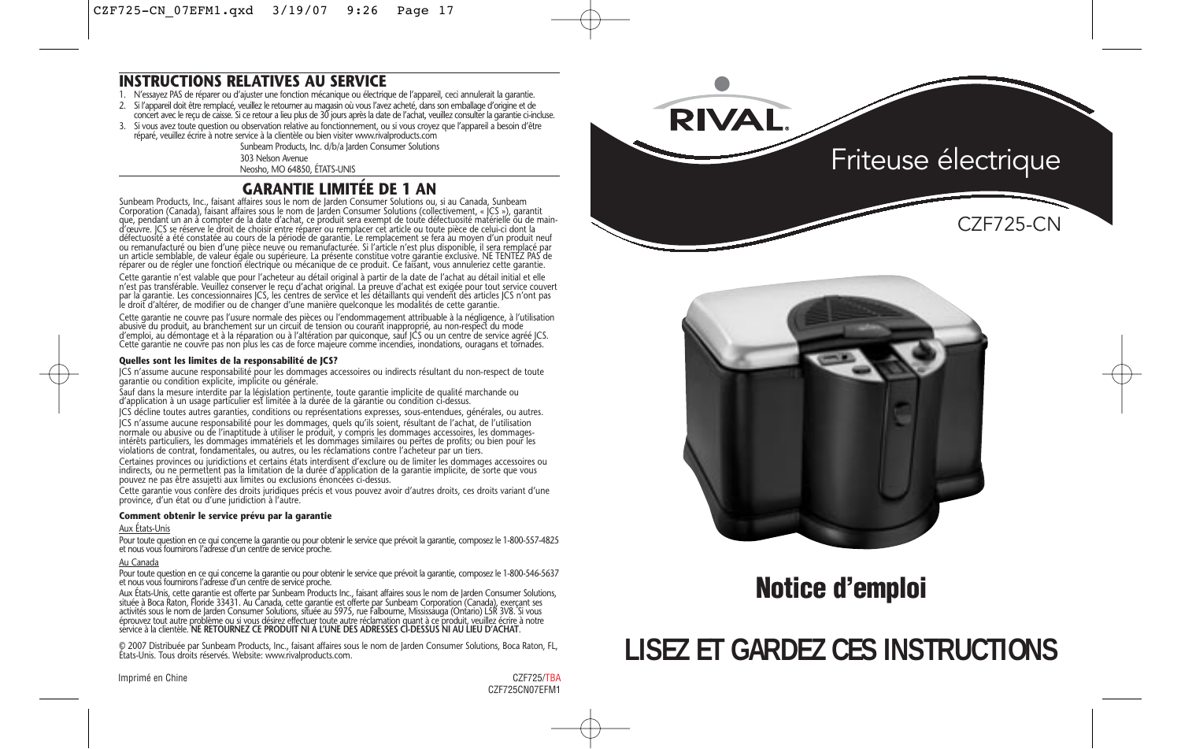## INSTRUCTIONS RELATIVES AU SERVICE

1. N'essayez PAS de réparer ou d'ajuster une fonction mécanique ou électrique de l'appareil, ceci annulerait la garantie.
2. Si l'appareil doit être remplacé, veuillez le retourner au magasin où vous l'avez acheté, dans son emballage d'origine et de concert avec le reçu de caisse. Si ce retour a lieu plus de 30 jours après la date de l'achat, veuillez consulter la garantie ci-incluse.
3. Si vous avez toute question ou observation relative au fonctionnement, ou si vous croyez que l'appareil a besoin d'être réparé, veuillez écrire à notre service à la clientèle ou bien visiter www.rivalproducts.com

   Sunbeam Products, Inc. d/b/a Jarden Consumer Solutions
   303 Nelson Avenue
   Neosho, MO 64850, ÉTATS-UNIS

## GARANTIE LIMITÉE DE 1 AN

Sunbeam Products, Inc., faisant affaires sous le nom de Jarden Consumer Solutions ou, si au Canada, Sunbeam Corporation (Canada), faisant affaires sous le nom de Jarden Consumer Solutions (collectivement, « JCS »), garantit que, pendant un an à compter de la date d'achat, ce produit sera exempt de toute défectuosité matérielle ou de main-d'œuvre. JCS se réserve le droit de choisir entre réparer ou remplacer cet article ou toute pièce de celui-ci dont la défectuosité a été constatée au cours de la période de garantie. Le remplacement se fera au moyen d'un produit neuf ou remanufacturé ou bien d'une pièce neuve ou remanufacturée. Si l'article n'est plus disponible, il sera remplacé par un article semblable, de valeur égale ou supérieure. La présente constitue votre garantie exclusive. NE TENTEZ PAS de réparer ou de régler une fonction électrique ou mécanique de ce produit. Ce faisant, vous annulleriez cette garantie.

Cette garantie n'est valable que pour l'acheteur au détail original à partir de la date de l'achat au détail initial et elle n'est pas transférable. Veuillez conserver le reçu d'achat original. La preuve d'achat est exigée pour tout service couvert par la garantie. Les concessionnaires JCS, les centres de service et les détaillants qui vendent des articles JCS n'ont pas le droit d'altérer, de modifier ou de changer d'une manière quelconque les modalités de cette garantie.

Cette garantie ne couvre pas l'usure normale des pièces ou l'endommagement attribuable à la négligence, à l'utilisation abusive du produit, au branchement sur un circuit de tension ou courant inapproprié, au non-respect du mode d'emploi, au démontage et à la réparation ou à l'altération par quiconque, sauf JCS ou un centre de service agréé JCS. Cette garantie ne couvre pas non plus les cas de force majeure comme incendies, inondations, ouragans et tornades.

**Quelles sont les limites de la responsabilité de JCS?**

JCS n'assume aucune responsabilité pour les dommages accessoires ou indirects résultant du non-respect de toute garantie ou condition explicite, implicite ou générale.

Sauf dans la mesure interdite par la législation pertinente, toute garantie implicite de qualité marchande ou d'application à un usage particulier est limitée à la durée de la garantie ou condition ci-dessus.

JCS décline toutes autres garanties, conditions ou représentations expresses, sous-entendues, générales, ou autres.

JCS n'assume aucune responsabilité pour les dommages, quels qu'ils soient, résultant de l'achat, de l'utilisation normale ou abusive ou de l'inaptitude à utiliser le produit, y compris les dommages accessoires, les dommages-intérêts particuliers, les dommages immatériels et les dommages similaires ou pertes de profits; ou bien pour les violations de contrat, fondamentales, ou autres, ou les réclamations contre l'acheteur par un tiers.

Certaines provinces ou juridictions et certains états interdisent d'exclure ou de limiter les dommages accessoires ou indirects, ou ne permettent pas la limitation de la durée d'application de la garantie implicite, de sorte que vous pouvez ne pas être assujetti aux limites ou exclusions énoncées ci-dessus.

Cette garantie vous confère des droits juridiques précis et vous pouvez avoir d'autres droits, ces droits variant d'une province, d'un état ou d'une juridiction à l'autre.

**Comment obtenir le service prévu par la garantie**

Aux États-Unis

Pour toute question en ce qui concerne la garantie ou pour obtenir le service que prévoit la garantie, composez le 1-800-557-4825 et nous vous fournirons l'adresse d'un centre de service proche.

Au Canada

Pour toute question en ce qui concerne la garantie ou pour obtenir le service que prévoit la garantie, composez le 1-800-546-5637 et nous vous fournirons l'adresse d'un centre de service proche.

Aux États-Unis, cette garantie est offerte par Sunbeam Products Inc., faisant affaires sous le nom de Jarden Consumer Solutions, située à Boca Raton, Floride 33431. Au Canada, cette garantie est offerte par Sunbeam Corporation (Canada), exerçant ses activités sous le nom de Jarden Consumer Solutions, située au 5975, rue Falbourne, Mississauga (Ontario) L5R 3V8. Si vous éprouvez tout autre problème ou si vous désirez effectuer toute autre réclamation quant à ce produit, veuillez écrire à notre service à la clientèle. **NE RETOURNEZ CE PRODUIT NI À L'UNE DES ADRESSES CI-DESSUS NI AU LIEU D'ACHAT**.

© 2007 Distribuée par Sunbeam Products, Inc., faisant affaires sous le nom de Jarden Consumer Solutions, Boca Raton, FL, États-Unis. Tous droits réservés. Website: www.rivalproducts.com.

Imprimé en Chine

CZF725/TBA
CZF725CN07EFM1

RIVAL.

# Friteuse électrique

CZF725-CN

# Notice d'emploi

# LISEZ ET GARDEZ CES INSTRUCTIONS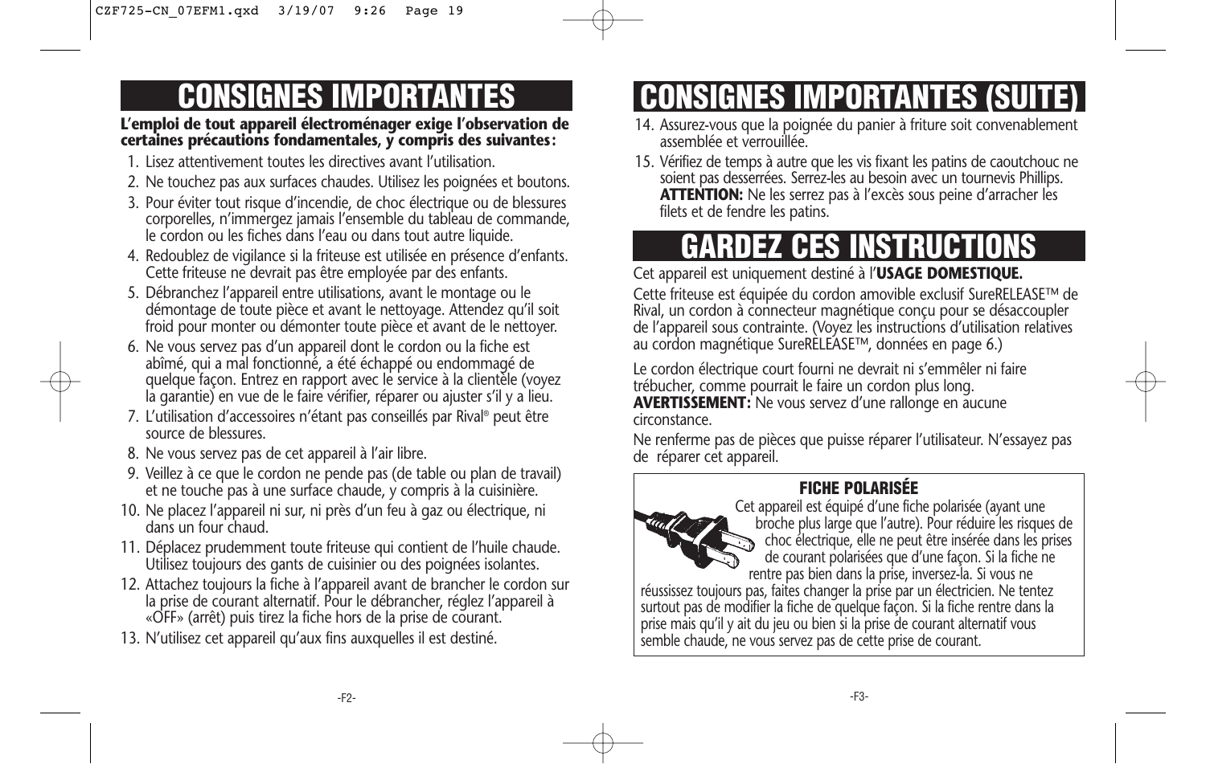# CONSIGNES IMPORTANTES

**L'emploi de tout appareil électroménager exige l'observation de certaines précautions fondamentales, y compris des suivantes:**

1. Lisez attentivement toutes les directives avant l'utilisation.
2. Ne touchez pas aux surfaces chaudes. Utilisez les poignées et boutons.
3. Pour éviter tout risque d'incendie, de choc électrique ou de blessures corporelles, n'immergez jamais l'ensemble du tableau de commande, le cordon ou les fiches dans l'eau ou dans tout autre liquide.
4. Redoublez de vigilance si la friteuse est utilisée en présence d'enfants. Cette friteuse ne devrait pas être employée par des enfants.
5. Débranchez l'appareil entre utilisations, avant le montage ou le démontage de toute pièce et avant le nettoyage. Attendez qu'il soit froid pour monter ou démonter toute pièce et avant de le nettoyer.
6. Ne vous servez pas d'un appareil dont le cordon ou la fiche est abîmé, qui a mal fonctionné, a été échappé ou endommagé de quelque façon. Entrez en rapport avec le service à la clientèle (voyez la garantie) en vue de le faire vérifier, réparer ou ajuster s'il y a lieu.
7. L'utilisation d'accessoires n'étant pas conseillés par Rival® peut être source de blessures.
8. Ne vous servez pas de cet appareil à l'air libre.
9. Veillez à ce que le cordon ne pende pas (de table ou plan de travail) et ne touche pas à une surface chaude, y compris à la cuisinière.
10. Ne placez l'appareil ni sur, ni près d'un feu à gaz ou électrique, ni dans un four chaud.
11. Déplacez prudemment toute friteuse qui contient de l'huile chaude. Utilisez toujours des gants de cuisinier ou des poignées isolantes.
12. Attachez toujours la fiche à l'appareil avant de brancher le cordon sur la prise de courant alternatif. Pour le débrancher, réglez l'appareil à «OFF» (arrêt) puis tirez la fiche hors de la prise de courant.
13. N'utilisez cet appareil qu'aux fins auxquelles il est destiné.

# CONSIGNES IMPORTANTES (SUITE)

14. Assurez-vous que la poignée du panier à friture soit convenablement assemblée et verrouillée.
15. Vérifiez de temps à autre que les vis fixant les patins de caoutchouc ne soient pas desserrées. Serrez-les au besoin avec un tournevis Phillips. **ATTENTION:** Ne les serrez pas à l'excès sous peine d'arracher les filets et de fendre les patins.

# GARDEZ CES INSTRUCTIONS

Cet appareil est uniquement destiné à l'**USAGE DOMESTIQUE.**

Cette friteuse est équipée du cordon amovible exclusif SureRELEASE™ de Rival, un cordon à connecteur magnétique conçu pour se désaccoupler de l'appareil sous contrainte. (Voyez les instructions d'utilisation relatives au cordon magnétique SureRELEASE™, données en page 6.)

Le cordon électrique court fourni ne devrait ni s'emmêler ni faire trébucher, comme pourrait le faire un cordon plus long.
**AVERTISSEMENT:** Ne vous servez d'une rallonge en aucune circonstance.

Ne renferme pas de pièces que puisse réparer l'utilisateur. N'essayez pas de réparer cet appareil.

### FICHE POLARISÉE

Cet appareil est équipé d'une fiche polarisée (ayant une broche plus large que l'autre). Pour réduire les risques de choc électrique, elle ne peut être insérée dans les prises de courant polarisées que d'une façon. Si la fiche ne rentre pas bien dans la prise, inversez-la. Si vous ne réussissez toujours pas, faites changer la prise par un électricien. Ne tentez surtout pas de modifier la fiche de quelque façon. Si la fiche rentre dans la prise mais qu'il y ait du jeu ou bien si la prise de courant alternatif vous semble chaude, ne vous servez pas de cette prise de courant.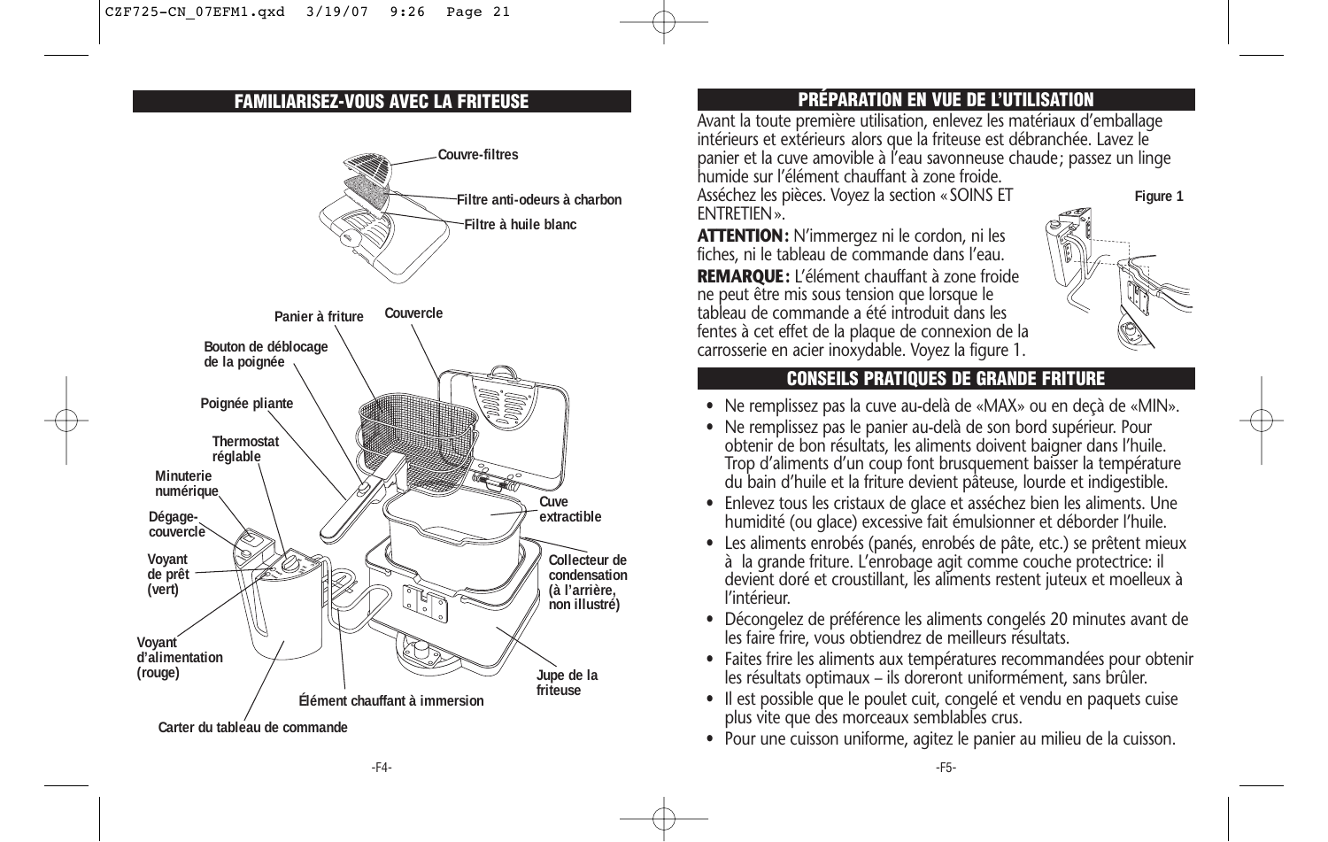## FAMILIARISEZ-VOUS AVEC LA FRITEUSE

Couvre-filtres

Filtre anti-odeurs à charbon

Filtre à huile blanc

Panier à friture

Couvercle

Bouton de déblocage de la poignée

Poignée pliante

Thermostat réglable

Minuterie numérique

Dégage-couvercle

Voyant de prêt (vert)

Voyant d'alimentation (rouge)

Cuve extractible

Collecteur de condensation (à l'arrière, non illustré)

Jupe de la friteuse

Élément chauffant à immersion

Carter du tableau de commande

## PRÉPARATION EN VUE DE L'UTILISATION

Avant la toute première utilisation, enlevez les matériaux d'emballage intérieurs et extérieurs alors que la friteuse est débranchée. Lavez le panier et la cuve amovible à l'eau savonneuse chaude; passez un linge humide sur l'élément chauffant à zone froide. Asséchez les pièces. Voyez la section « SOINS ET ENTRETIEN ».

**ATTENTION:** N'immergez ni le cordon, ni les fiches, ni le tableau de commande dans l'eau.

**REMARQUE:** L'élément chauffant à zone froide ne peut être mis sous tension que lorsque le tableau de commande a été introduit dans les fentes à cet effet de la plaque de connexion de la carrosserie en acier inoxydable. Voyez la figure 1.

Figure 1

## CONSEILS PRATIQUES DE GRANDE FRITURE

- Ne remplissez pas la cuve au-delà de «MAX» ou en deçà de «MIN».
- Ne remplissez pas le panier au-delà de son bord supérieur. Pour obtenir de bon résultats, les aliments doivent baigner dans l'huile. Trop d'aliments d'un coup font brusquement baisser la température du bain d'huile et la friture devient pâteuse, lourde et indigestible.
- Enlevez tous les cristaux de glace et asséchez bien les aliments. Une humidité (ou glace) excessive fait émulsionner et déborder l'huile.
- Les aliments enrobés (panés, enrobés de pâte, etc.) se prêtent mieux à la grande friture. L'enrobage agit comme couche protectrice: il devient doré et croustillant, les aliments restent juteux et moelleux à l'intérieur.
- Décongelez de préférence les aliments congelés 20 minutes avant de les faire frire, vous obtiendrez de meilleurs résultats.
- Faites frire les aliments aux températures recommandées pour obtenir les résultats optimaux – ils doreront uniformément, sans brûler.
- Il est possible que le poulet cuit, congelé et vendu en paquets cuise plus vite que des morceaux semblables crus.
- Pour une cuisson uniforme, agitez le panier au milieu de la cuisson.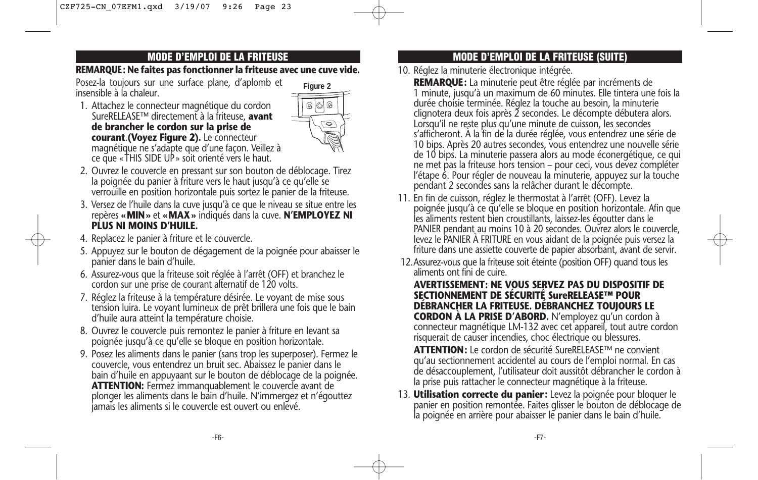## MODE D'EMPLOI DE LA FRITEUSE

**REMARQUE : Ne faites pas fonctionner la friteuse avec une cuve vide.**

Posez-la toujours sur une surface plane, d'aplomb et insensible à la chaleur.

Figure 2

1. Attachez le connecteur magnétique du cordon SureRELEASE™ directement à la friteuse, **avant de brancher le cordon sur la prise de courant**. **(Voyez Figure 2).** Le connecteur magnétique ne s'adapte que d'une façon. Veillez à ce que « THIS SIDE UP » soit orienté vers le haut.
2. Ouvrez le couvercle en pressant sur son bouton de déblocage. Tirez la poignée du panier à friture vers le haut jusqu'à ce qu'elle se verrouille en position horizontale puis sortez le panier de la friteuse.
3. Versez de l'huile dans la cuve jusqu'à ce que le niveau se situe entre les repères **« MIN »** et **« MAX »** indiqués dans la cuve. **N'EMPLOYEZ NI PLUS NI MOINS D'HUILE.**
4. Replacez le panier à friture et le couvercle.
5. Appuyez sur le bouton de dégagement de la poignée pour abaisser le panier dans le bain d'huile.
6. Assurez-vous que la friteuse soit réglée à l'arrêt (OFF) et branchez le cordon sur une prise de courant alternatif de 120 volts.
7. Réglez la friteuse à la température désirée. Le voyant de mise sous tension luira. Le voyant lumineux de prêt brillera une fois que le bain d'huile aura atteint la température choisie.
8. Ouvrez le couvercle puis remontez le panier à friture en levant sa poignée jusqu'à ce qu'elle se bloque en position horizontale.
9. Posez les aliments dans le panier (sans trop les superposer). Fermez le couvercle, vous entendrez un bruit sec. Abaissez le panier dans le bain d'huile en appuyaant sur le bouton de déblocage de la poignée. **ATTENTION:** Fermez immanquablement le couvercle avant de plonger les aliments dans le bain d'huile. N'immergez et n'égouttez jamais les aliments si le couvercle est ouvert ou enlevé.

## MODE D'EMPLOI DE LA FRITEUSE (SUITE)

10. Réglez la minuterie électronique intégrée.

    **REMARQUE :** La minuterie peut être réglée par incréments de 1 minute, jusqu'à un maximum de 60 minutes. Elle tintera une fois la durée choisie terminée. Réglez la touche au besoin, la minuterie clignotera deux fois après 2 secondes. Le décompte débutera alors. Lorsqu'il ne reste plus qu'une minute de cuisson, les secondes s'afficheront. À la fin de la durée réglée, vous entendrez une série de 10 bips. Après 20 autres secondes, vous entendrez une nouvelle série de 10 bips. La minuterie passera alors au mode éconergétique, ce qui ne met pas la friteuse hors tension – pour ceci, vous devez compléter l'étape 6. Pour régler de nouveau la minuterie, appuyez sur la touche pendant 2 secondes sans la relâcher durant le décompte.
11. En fin de cuisson, réglez le thermostat à l'arrêt (OFF). Levez la poignée jusqu'à ce qu'elle se bloque en position horizontale. Afin que les aliments restent bien croustillants, laissez-les égoutter dans le PANIER pendant au moins 10 à 20 secondes. Ouvrez alors le couvercle, levez le PANIER À FRITURE en vous aidant de la poignée puis versez la friture dans une assiette couverte de papier absorbant, avant de servir.
12. Assurez-vous que la friteuse soit éteinte (position OFF) quand tous les aliments ont fini de cuire.

    **AVERTISSEMENT: NE VOUS SERVEZ PAS DU DISPOSITIF DE SECTIONNEMENT DE SÉCURITÉ SureRELEASE™ POUR DÉBRANCHER LA FRITEUSE. DÉBRANCHEZ TOUJOURS LE CORDON À LA PRISE D'ABORD.** N'employez qu'un cordon à connecteur magnétique LM-132 avec cet appareil, tout autre cordon risquerait de causer incendies, choc électrique ou blessures.

    **ATTENTION :** Le cordon de sécurité SureRELEASE™ ne convient qu'au sectionnement accidentel au cours de l'emploi normal. En cas de désaccouplement, l'utilisateur doit aussitôt débrancher le cordon à la prise puis rattacher le connecteur magnétique à la friteuse.
13. **Utilisation correcte du panier :** Levez la poignée pour bloquer le panier en position remontée. Faites glisser le bouton de déblocage de la poignée en arrière pour abaisser le panier dans le bain d'huile.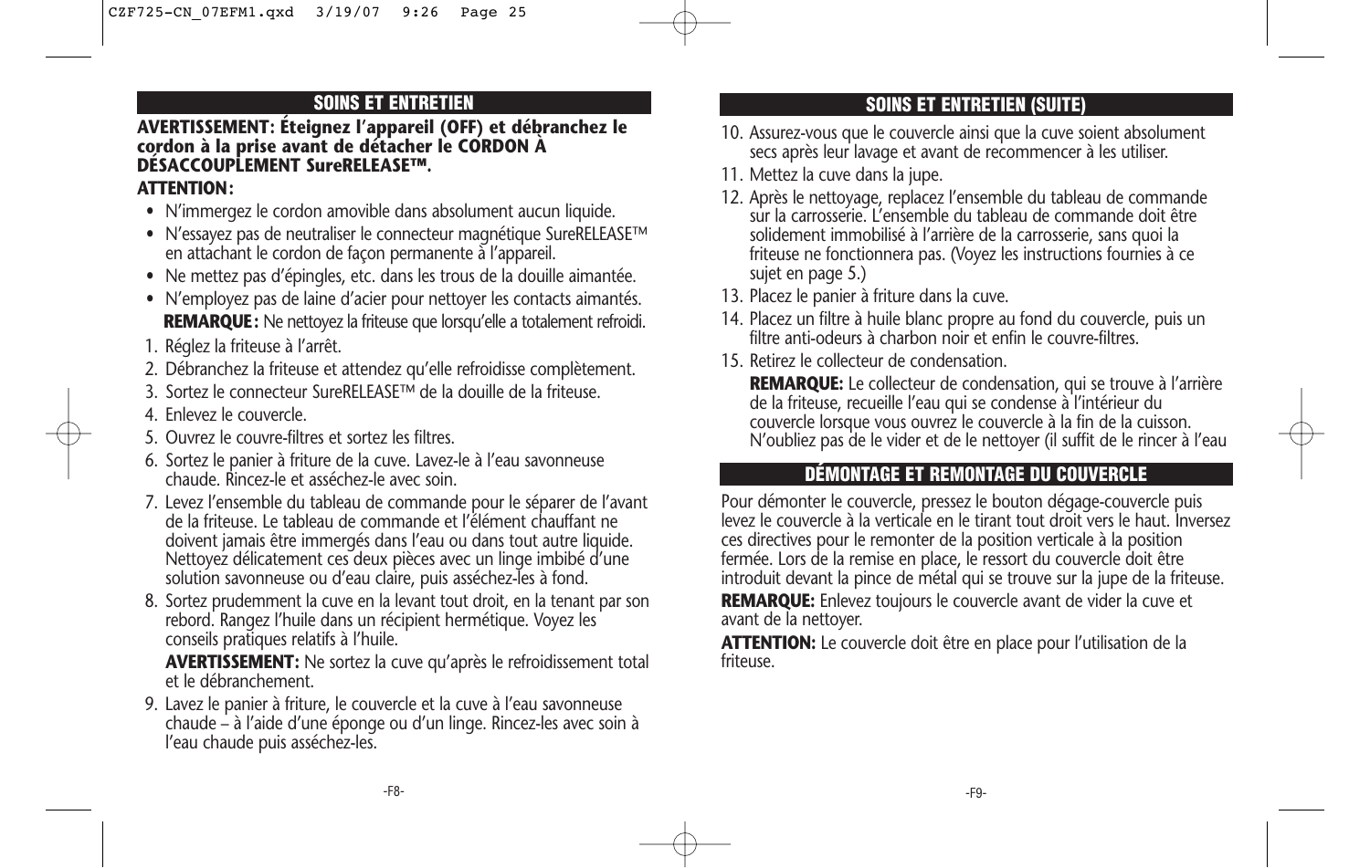## SOINS ET ENTRETIEN

**AVERTISSEMENT: Éteignez l'appareil (OFF) et débranchez le cordon à la prise avant de détacher le CORDON À DÉSACCOUPLEMENT SureRELEASE™.**

**ATTENTION:**

- N'immergez le cordon amovible dans absolument aucun liquide.
- N'essayez pas de neutraliser le connecteur magnétique SureRELEASE™ en attachant le cordon de façon permanente à l'appareil.
- Ne mettez pas d'épingles, etc. dans les trous de la douille aimantée.
- N'employez pas de laine d'acier pour nettoyer les contacts aimantés.

**REMARQUE:** Ne nettoyez la friteuse que lorsqu'elle a totalement refroidi.

1. Réglez la friteuse à l'arrêt.
2. Débranchez la friteuse et attendez qu'elle refroidisse complètement.
3. Sortez le connecteur SureRELEASE™ de la douille de la friteuse.
4. Enlevez le couvercle.
5. Ouvrez le couvre-filtres et sortez les filtres.
6. Sortez le panier à friture de la cuve. Lavez-le à l'eau savonneuse chaude. Rincez-le et asséchez-le avec soin.
7. Levez l'ensemble du tableau de commande pour le séparer de l'avant de la friteuse. Le tableau de commande et l'élément chauffant ne doivent jamais être immergés dans l'eau ou dans tout autre liquide. Nettoyez délicatement ces deux pièces avec un linge imbibé d'une solution savonneuse ou d'eau claire, puis asséchez-les à fond.
8. Sortez prudemment la cuve en la levant tout droit, en la tenant par son rebord. Rangez l'huile dans un récipient hermétique. Voyez les conseils pratiques relatifs à l'huile.

   **AVERTISSEMENT:** Ne sortez la cuve qu'après le refroidissement total et le débranchement.
9. Lavez le panier à friture, le couvercle et la cuve à l'eau savonneuse chaude – à l'aide d'une éponge ou d'un linge. Rincez-les avec soin à l'eau chaude puis asséchez-les.

## SOINS ET ENTRETIEN (SUITE)

10. Assurez-vous que le couvercle ainsi que la cuve soient absolument secs après leur lavage et avant de recommencer à les utiliser.
11. Mettez la cuve dans la jupe.
12. Après le nettoyage, replacez l'ensemble du tableau de commande sur la carrosserie. L'ensemble du tableau de commande doit être solidement immobilisé à l'arrière de la carrosserie, sans quoi la friteuse ne fonctionnera pas. (Voyez les instructions fournies à ce sujet en page 5.)
13. Placez le panier à friture dans la cuve.
14. Placez un filtre à huile blanc propre au fond du couvercle, puis un filtre anti-odeurs à charbon noir et enfin le couvre-filtres.
15. Retirez le collecteur de condensation.

    **REMARQUE:** Le collecteur de condensation, qui se trouve à l'arrière de la friteuse, recueille l'eau qui se condense à l'intérieur du couvercle lorsque vous ouvrez le couvercle à la fin de la cuisson. N'oubliez pas de le vider et de le nettoyer (il suffit de le rincer à l'eau

## DÉMONTAGE ET REMONTAGE DU COUVERCLE

Pour démonter le couvercle, pressez le bouton dégage-couvercle puis levez le couvercle à la verticale en le tirant tout droit vers le haut. Inversez ces directives pour le remonter de la position verticale à la position fermée. Lors de la remise en place, le ressort du couvercle doit être introduit devant la pince de métal qui se trouve sur la jupe de la friteuse.

**REMARQUE:** Enlevez toujours le couvercle avant de vider la cuve et avant de la nettoyer.

**ATTENTION:** Le couvercle doit être en place pour l'utilisation de la friteuse.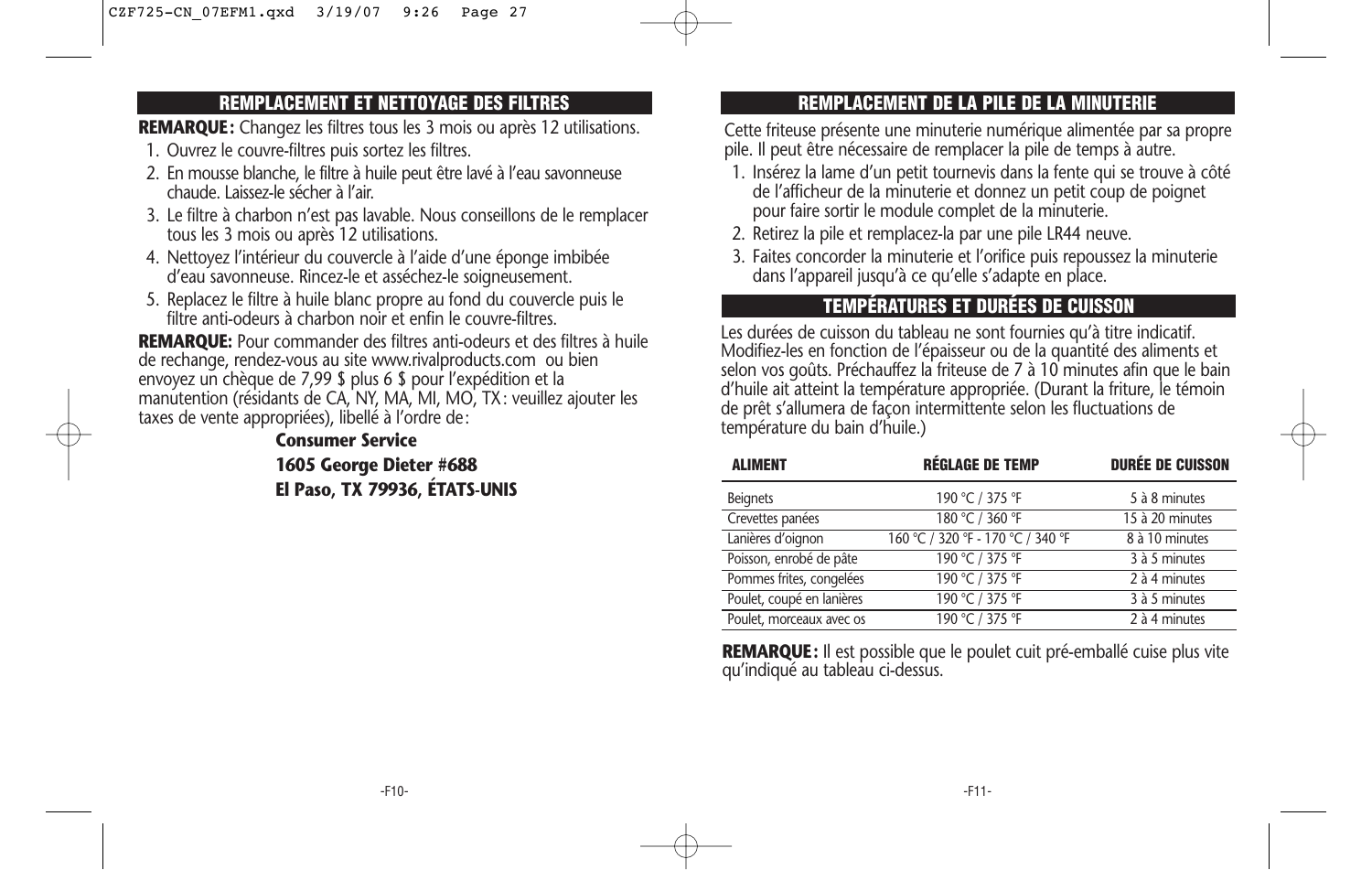## REMPLACEMENT ET NETTOYAGE DES FILTRES

**REMARQUE :** Changez les filtres tous les 3 mois ou après 12 utilisations.

1. Ouvrez le couvre-filtres puis sortez les filtres.
2. En mousse blanche, le filtre à huile peut être lavé à l'eau savonneuse chaude. Laissez-le sécher à l'air.
3. Le filtre à charbon n'est pas lavable. Nous conseillons de le remplacer tous les 3 mois ou après 12 utilisations.
4. Nettoyez l'intérieur du couvercle à l'aide d'une éponge imbibée d'eau savonneuse. Rincez-le et asséchez-le soigneusement.
5. Replacez le filtre à huile blanc propre au fond du couvercle puis le filtre anti-odeurs à charbon noir et enfin le couvre-filtres.

**REMARQUE:** Pour commander des filtres anti-odeurs et des filtres à huile de rechange, rendez-vous au site www.rivalproducts.com ou bien envoyez un chèque de 7,99 $ plus 6 $ pour l'expédition et la manutention (résidants de CA, NY, MA, MI, MO, TX : veuillez ajouter les taxes de vente appropriées), libellé à l'ordre de :

**Consumer Service**
**1605 George Dieter #688**
**El Paso, TX 79936, ÉTATS-UNIS**

## REMPLACEMENT DE LA PILE DE LA MINUTERIE

Cette friteuse présente une minuterie numérique alimentée par sa propre pile. Il peut être nécessaire de remplacer la pile de temps à autre.

1. Insérez la lame d'un petit tournevis dans la fente qui se trouve à côté de l'afficheur de la minuterie et donnez un petit coup de poignet pour faire sortir le module complet de la minuterie.
2. Retirez la pile et remplacez-la par une pile LR44 neuve.
3. Faites concorder la minuterie et l'orifice puis repoussez la minuterie dans l'appareil jusqu'à ce qu'elle s'adapte en place.

## TEMPÉRATURES ET DURÉES DE CUISSON

Les durées de cuisson du tableau ne sont fournies qu'à titre indicatif. Modifiez-les en fonction de l'épaisseur ou de la quantité des aliments et selon vos goûts. Préchauffez la friteuse de 7 à 10 minutes afin que le bain d'huile ait atteint la température appropriée. (Durant la friture, le témoin de prêt s'allumera de façon intermittente selon les fluctuations de température du bain d'huile.)

| ALIMENT | RÉGLAGE DE TEMP | DURÉE DE CUISSON |
|---|---|---|
| Beignets | 190 °C / 375 °F | 5 à 8 minutes |
| Crevettes panées | 180 °C / 360 °F | 15 à 20 minutes |
| Lanières d'oignon | 160 °C / 320 °F - 170 °C / 340 °F | 8 à 10 minutes |
| Poisson, enrobé de pâte | 190 °C / 375 °F | 3 à 5 minutes |
| Pommes frites, congelées | 190 °C / 375 °F | 2 à 4 minutes |
| Poulet, coupé en lanières | 190 °C / 375 °F | 3 à 5 minutes |
| Poulet, morceaux avec os | 190 °C / 375 °F | 2 à 4 minutes |

**REMARQUE :** Il est possible que le poulet cuit pré-emballé cuise plus vite qu'indiqué au tableau ci-dessus.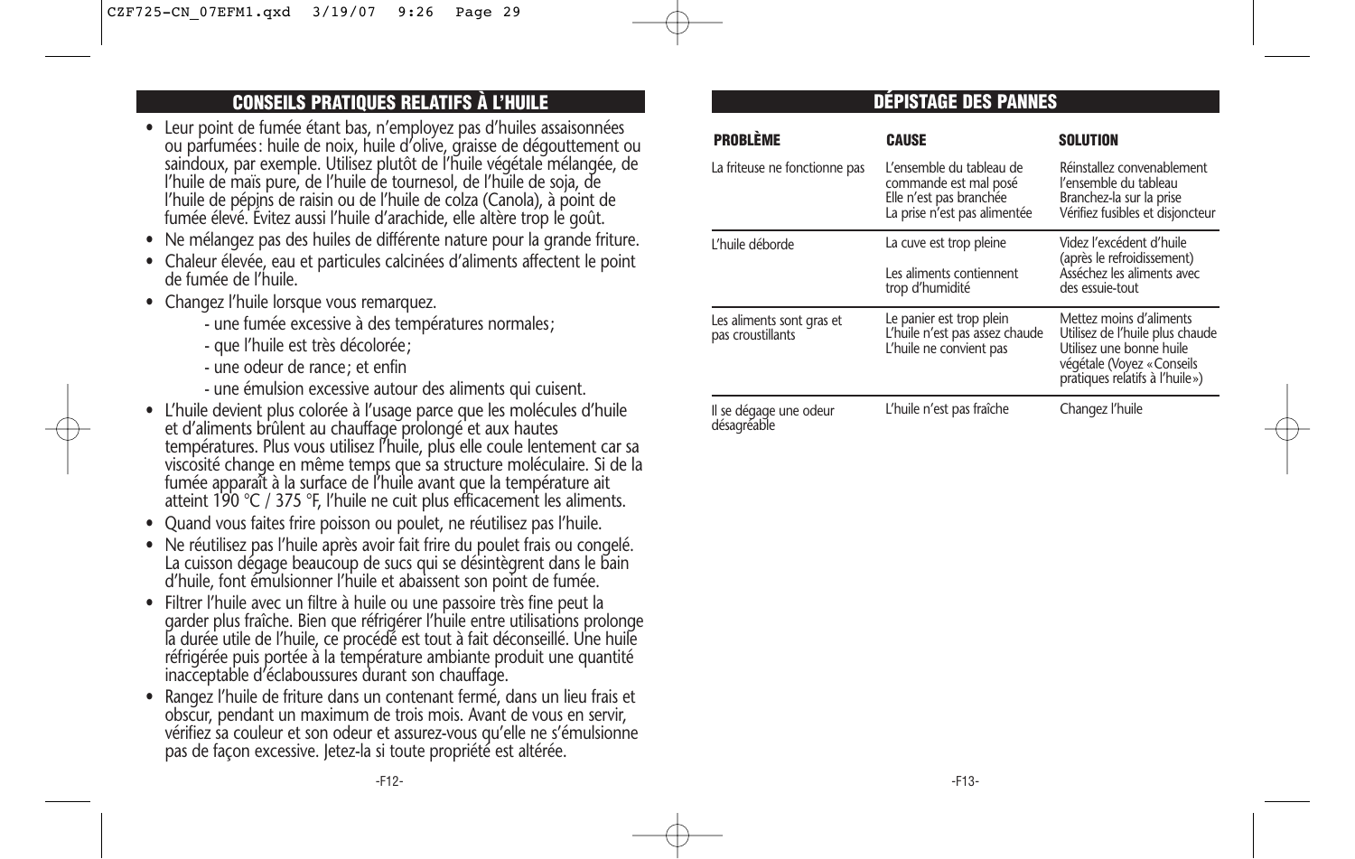## CONSEILS PRATIQUES RELATIFS À L'HUILE

- Leur point de fumée étant bas, n'employez pas d'huiles assaisonnées ou parfumées : huile de noix, huile d'olive, graisse de dégouttement ou saindoux, par exemple. Utilisez plutôt de l'huile végétale mélangée, de l'huile de maïs pure, de l'huile de tournesol, de l'huile de soja, de l'huile de pépins de raisin ou de l'huile de colza (Canola), à point de fumée élevé. Évitez aussi l'huile d'arachide, elle altère trop le goût.
- Ne mélangez pas des huiles de différente nature pour la grande friture.
- Chaleur élevée, eau et particules calcinées d'aliments affectent le point de fumée de l'huile.
- Changez l'huile lorsque vous remarquez.
  - une fumée excessive à des températures normales ;
  - que l'huile est très décolorée ;
  - une odeur de rance ; et enfin
  - une émulsion excessive autour des aliments qui cuisent.
- L'huile devient plus colorée à l'usage parce que les molécules d'huile et d'aliments brûlent au chauffage prolongé et aux hautes températures. Plus vous utilisez l'huile, plus elle coule lentement car sa viscosité change en même temps que sa structure moléculaire. Si de la fumée apparaît à la surface de l'huile avant que la température ait atteint 190 °C / 375 °F, l'huile ne cuit plus efficacement les aliments.
- Quand vous faites frire poisson ou poulet, ne réutilisez pas l'huile.
- Ne réutilisez pas l'huile après avoir fait frire du poulet frais ou congelé. La cuisson dégage beaucoup de sucs qui se désintègrent dans le bain d'huile, font émulsionner l'huile et abaissent son point de fumée.
- Filtrer l'huile avec un filtre à huile ou une passoire très fine peut la garder plus fraîche. Bien que réfrigérer l'huile entre utilisations prolonge la durée utile de l'huile, ce procédé est tout à fait déconseillé. Une huile réfrigérée puis portée à la température ambiante produit une quantité inacceptable d'éclaboussures durant son chauffage.
- Rangez l'huile de friture dans un contenant fermé, dans un lieu frais et obscur, pendant un maximum de trois mois. Avant de vous en servir, vérifiez sa couleur et son odeur et assurez-vous qu'elle ne s'émulsionne pas de façon excessive. Jetez-la si toute propriété est altérée.

## DÉPISTAGE DES PANNES

| PROBLÈME | CAUSE | SOLUTION |
|---|---|---|
| La friteuse ne fonctionne pas | L'ensemble du tableau de commande est mal posé<br>Elle n'est pas branchée<br>La prise n'est pas alimentée | Réinstallez convenablement l'ensemble du tableau<br>Branchez-la sur la prise<br>Vérifiez fusibles et disjoncteur |
| L'huile déborde | La cuve est trop pleine<br>Les aliments contiennent trop d'humidité | Videz l'excédent d'huile (après le refroidissement)<br>Asséchez les aliments avec des essuie-tout |
| Les aliments sont gras et pas croustillants | Le panier est trop plein<br>L'huile n'est pas assez chaude<br>L'huile ne convient pas | Mettez moins d'aliments<br>Utilisez de l'huile plus chaude<br>Utilisez une bonne huile végétale (Voyez « Conseils pratiques relatifs à l'huile ») |
| Il se dégage une odeur désagréable | L'huile n'est pas fraîche | Changez l'huile |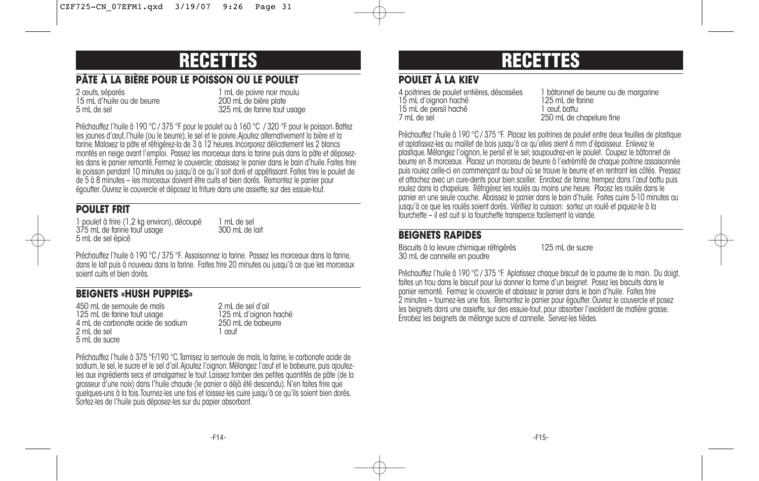# RECETTES

## PÂTE À LA BIÈRE POUR LE POISSON OU LE POULET

2 œufs, séparés
15 mL d'huile ou de beurre
5 mL de sel
1 mL de poivre noir moulu
200 mL de bière plate
325 mL de farine tout usage

Préchauffez l'huile à 190 °C / 375 °F pour le poulet ou à 160 °C / 320 °F pour le poisson. Battez les jaunes d'œuf, l'huile (ou le beurre), le sel et le poivre. Ajoutez alternativement la bière et la farine. Malaxez la pâte et réfrigérez-la de 3 à 12 heures. Incorporez délicatement les 2 blancs montés en neige avant l'emploi. Passez les morceaux dans la farine puis dans la pâte et déposez-les dans le panier remonté. Fermez le couvercle; abaissez le panier dans le bain d'huile. Faites frire le poisson pendant 10 minutes ou jusqu'à ce qu'il soit doré et appétissant. Faites frire le poulet de de 5 à 8 minutes – les morceaux doivent être cuits et bien dorés. Remontez le panier pour égoutter. Ouvrez le couvercle et déposez la friture dans une assiette, sur des essuie-tout.

## POULET FRIT

1 poulet à frire (1,2 kg environ), découpé
375 mL de farine tout usage
5 mL de sel épicé
1 mL de sel
300 mL de lait

Préchauffez l'huile à 190 °C / 375 °F. Assaisonnez la farine. Passez les morceaux dans la farine, dans le lait puis à nouveau dans la farine. Faites frire 20 minutes ou jusqu'à ce que les morceaux soient cuits et bien dorés.

## BEIGNETS «HUSH PUPPIES»

450 mL de semoule de maïs
125 mL de farine tout usage
4 mL de carbonate acide de sodium
2 mL de sel
5 mL de sucre
2 mL de sel d'ail
125 mL d'oignon haché
250 mL de babeurre
1 œuf

Préchauffez l'huile à 375 °F/190 °C. Tamisez la semoule de maïs, la farine, le carbonate acide de sodium, le sel, le sucre et le sel d'ail. Ajoutez l'oignon. Mélangez l'œuf et le babeurre, puis ajoutez-les aux ingrédients secs et amalgamez le tout. Laissez tomber des petites quantités de pâte (de la grosseur d'une noix) dans l'huile chaude (le panier a déjà été descendu). N'en faites frire que quelques-uns à la fois. Tournez-les une fois et laissez-les cuire jusqu'à ce qu'ils soient bien dorés. Sortez-les de l'huile puis déposez-les sur du papier absorbant.

# RECETTES

## POULET À LA KIEV

4 poitrines de poulet entières, désossées
15 mL d'oignon haché
15 mL de persil haché
7 mL de sel
1 bâtonnet de beurre ou de margarine
125 mL de farine
1 œuf, battu
250 mL de chapelure fine

Préchauffez l'huile à 190 °C / 375 °F. Placez les poitrines de poulet entre deux feuilles de plastique et aplatissez-les au maillet de bois jusqu'à ce qu'elles aient 6 mm d'épaisseur. Enlevez le plastique. Mélangez l'oignon, le persil et le sel; saupoudrez-en le poulet. Coupez le bâtonnet de beurre en 8 morceaux. Placez un morceau de beurre à l'extrémité de chaque poitrine assaisonnée puis roulez celle-ci en commençant au bout où se trouve le beurre et en rentrant les côtés. Pressez et attachez avec un cure-dents pour bien sceller. Enrobez de farine, trempez dans l'œuf battu puis roulez dans la chapelure. Réfrigérez les roulés au moins une heure. Placez les roulés dans le panier en une seule couche. Abaissez le panier dans le bain d'huile. Faites cuire 5-10 minutes ou jusqu'à ce que les roulés soient dorés. Vérifiez la cuisson: sortez un roulé et piquez-le à la fourchette – il est cuit si la fourchette transperce facilement la viande.

## BEIGNETS RAPIDES

Biscuits à la levure chimique réfrigérés
30 mL de cannelle en poudre
125 mL de sucre

Préchauffez l'huile à 190 °C / 375 °F. Aplatissez chaque biscuit de la paume de la main. Du doigt, faites un trou dans le biscuit pour lui donner la forme d'un beignet. Posez les biscuits dans le panier remonté. Fermez le couvercle et abaissez le panier dans le bain d'huile. Faites frire 2 minutes – tournez-les une fois. Remontez le panier pour égoutter. Ouvrez le couvercle et posez les beignets dans une assiette, sur des essuie-tout, pour absorber l'excédent de matière grasse. Enrobez les beignets de mélange sucre et cannelle. Servez-les tièdes.